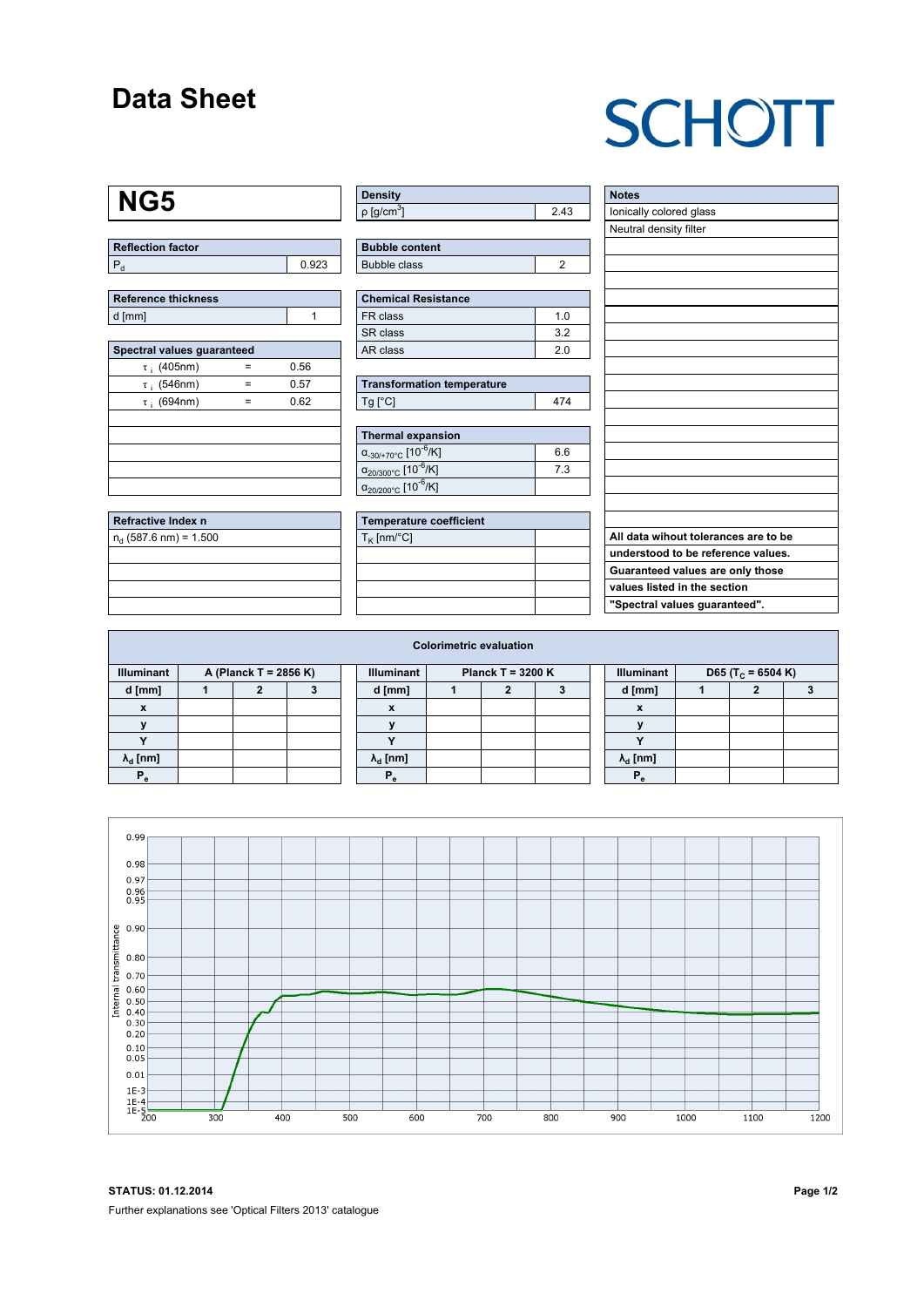# Data Sheet

SCHOTT

## NG5

| Reflection factor | |
|---|---|
| $P_d$ | 0.923 |

| Reference thickness | |
|---|---|
| d [mm] | 1 |

| Spectral values guaranteed | | |
|---|---|---|
| $\tau_i$ (405nm) | = | 0.56 |
| $\tau_i$ (546nm) | = | 0.57 |
| $\tau_i$ (694nm) | = | 0.62 |

| Refractive Index n |
|---|
| $n_d$ (587.6 nm) = 1.500 |

| Density | |
|---|---|
| ρ [g/cm$^3$] | 2.43 |

| Bubble content | |
|---|---|
| Bubble class | 2 |

| Chemical Resistance | |
|---|---|
| FR class | 1.0 |
| SR class | 3.2 |
| AR class | 2.0 |

| Transformation temperature | |
|---|---|
| Tg [°C] | 474 |

| Thermal expansion | |
|---|---|
| $\alpha_{-30/+70°C}$ [$10^{-6}$/K] | 6.6 |
| $\alpha_{20/300°C}$ [$10^{-6}$/K] | 7.3 |
| $\alpha_{20/200°C}$ [$10^{-6}$/K] | |

| Temperature coefficient | |
|---|---|
| $T_K$ [nm/°C] | |

| Notes |
|---|
| Ionically colored glass |
| Neutral density filter |

**All data wihout tolerances are to be understood to be reference values. Guaranteed values are only those values listed in the section "Spectral values guaranteed".**

### Colorimetric evaluation

| Illuminant | A (Planck T = 2856 K) | | |
|---|---|---|---|
| d [mm] | 1 | 2 | 3 |
| x | | | |
| y | | | |
| Y | | | |
| $\lambda_d$ [nm] | | | |
| $P_e$ | | | |

| Illuminant | Planck T = 3200 K | | |
|---|---|---|---|
| d [mm] | 1 | 2 | 3 |
| x | | | |
| y | | | |
| Y | | | |
| $\lambda_d$ [nm] | | | |
| $P_e$ | | | |

| Illuminant | D65 ($T_c$ = 6504 K) | | |
|---|---|---|---|
| d [mm] | 1 | 2 | 3 |
| x | | | |
| y | | | |
| Y | | | |
| $\lambda_d$ [nm] | | | |
| $P_e$ | | | |

**STATUS: 01.12.2014**

Further explanations see 'Optical Filters 2013' catalogue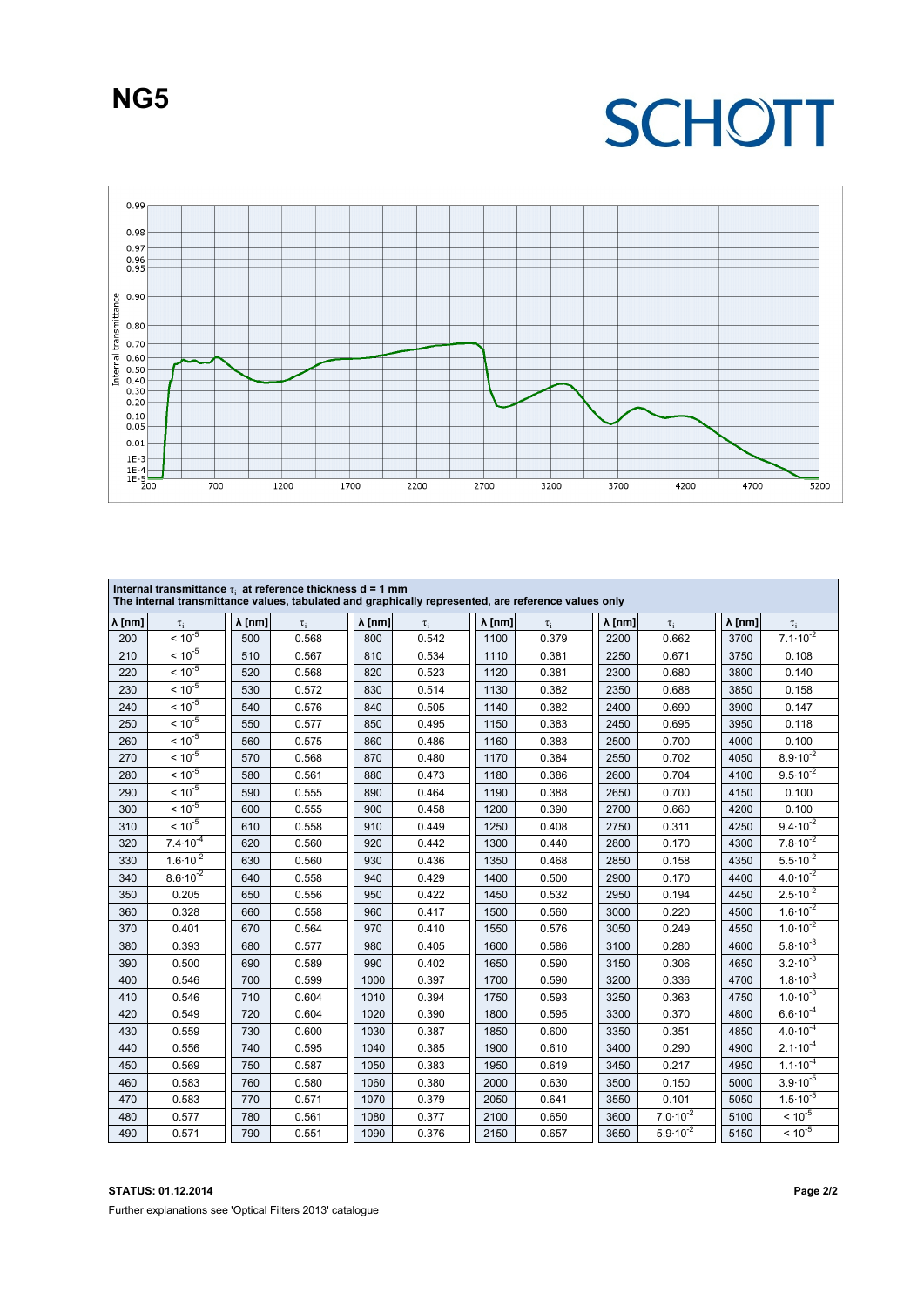# NG5

SCHOTT

0.99
0.98
0.97
0.96
0.95
0.90
0.80
0.70
0.60
0.50
0.40
0.30
0.20
0.10
0.05
0.01
1E-3
1E-4
1E-5

Internal transmittance

200 700 1200 1700 2200 2700 3200 3700 4200 4700 5200

**Internal transmittance $\tau_i$ at reference thickness d = 1 mm**
**The internal transmittance values, tabulated and graphically represented, are reference values only**

| λ [nm] | $\tau_i$ | λ [nm] | $\tau_i$ | λ [nm] | $\tau_i$ | λ [nm] | $\tau_i$ | λ [nm] | $\tau_i$ | λ [nm] | $\tau_i$ |
|---|---|---|---|---|---|---|---|---|---|---|---|
| 200 | $< 10^{-5}$ | 500 | 0.568 | 800 | 0.542 | 1100 | 0.379 | 2200 | 0.662 | 3700 | $7.1 \cdot 10^{-2}$ |
| 210 | $< 10^{-5}$ | 510 | 0.567 | 810 | 0.534 | 1110 | 0.381 | 2250 | 0.671 | 3750 | 0.108 |
| 220 | $< 10^{-5}$ | 520 | 0.568 | 820 | 0.523 | 1120 | 0.381 | 2300 | 0.680 | 3800 | 0.140 |
| 230 | $< 10^{-5}$ | 530 | 0.572 | 830 | 0.514 | 1130 | 0.382 | 2350 | 0.688 | 3850 | 0.158 |
| 240 | $< 10^{-5}$ | 540 | 0.576 | 840 | 0.505 | 1140 | 0.382 | 2400 | 0.690 | 3900 | 0.147 |
| 250 | $< 10^{-5}$ | 550 | 0.577 | 850 | 0.495 | 1150 | 0.383 | 2450 | 0.695 | 3950 | 0.118 |
| 260 | $< 10^{-5}$ | 560 | 0.575 | 860 | 0.486 | 1160 | 0.383 | 2500 | 0.700 | 4000 | 0.100 |
| 270 | $< 10^{-5}$ | 570 | 0.568 | 870 | 0.480 | 1170 | 0.384 | 2550 | 0.702 | 4050 | $8.9 \cdot 10^{-2}$ |
| 280 | $< 10^{-5}$ | 580 | 0.561 | 880 | 0.473 | 1180 | 0.386 | 2600 | 0.704 | 4100 | $9.5 \cdot 10^{-2}$ |
| 290 | $< 10^{-5}$ | 590 | 0.555 | 890 | 0.464 | 1190 | 0.388 | 2650 | 0.700 | 4150 | 0.100 |
| 300 | $< 10^{-5}$ | 600 | 0.555 | 900 | 0.458 | 1200 | 0.390 | 2700 | 0.660 | 4200 | 0.100 |
| 310 | $< 10^{-5}$ | 610 | 0.558 | 910 | 0.449 | 1250 | 0.408 | 2750 | 0.311 | 4250 | $9.4 \cdot 10^{-2}$ |
| 320 | $7.4 \cdot 10^{-4}$ | 620 | 0.560 | 920 | 0.442 | 1300 | 0.440 | 2800 | 0.170 | 4300 | $7.8 \cdot 10^{-2}$ |
| 330 | $1.6 \cdot 10^{-2}$ | 630 | 0.560 | 930 | 0.436 | 1350 | 0.468 | 2850 | 0.158 | 4350 | $5.5 \cdot 10^{-2}$ |
| 340 | $8.6 \cdot 10^{-2}$ | 640 | 0.558 | 940 | 0.429 | 1400 | 0.500 | 2900 | 0.170 | 4400 | $4.0 \cdot 10^{-2}$ |
| 350 | 0.205 | 650 | 0.556 | 950 | 0.422 | 1450 | 0.532 | 2950 | 0.194 | 4450 | $2.5 \cdot 10^{-2}$ |
| 360 | 0.328 | 660 | 0.558 | 960 | 0.417 | 1500 | 0.560 | 3000 | 0.220 | 4500 | $1.6 \cdot 10^{-2}$ |
| 370 | 0.401 | 670 | 0.564 | 970 | 0.410 | 1550 | 0.576 | 3050 | 0.249 | 4550 | $1.0 \cdot 10^{-2}$ |
| 380 | 0.393 | 680 | 0.577 | 980 | 0.405 | 1600 | 0.586 | 3100 | 0.280 | 4600 | $5.8 \cdot 10^{-3}$ |
| 390 | 0.500 | 690 | 0.589 | 990 | 0.402 | 1650 | 0.590 | 3150 | 0.306 | 4650 | $3.2 \cdot 10^{-3}$ |
| 400 | 0.546 | 700 | 0.599 | 1000 | 0.397 | 1700 | 0.590 | 3200 | 0.336 | 4700 | $1.8 \cdot 10^{-3}$ |
| 410 | 0.546 | 710 | 0.604 | 1010 | 0.394 | 1750 | 0.593 | 3250 | 0.363 | 4750 | $1.0 \cdot 10^{-3}$ |
| 420 | 0.549 | 720 | 0.604 | 1020 | 0.390 | 1800 | 0.595 | 3300 | 0.370 | 4800 | $6.6 \cdot 10^{-4}$ |
| 430 | 0.559 | 730 | 0.600 | 1030 | 0.387 | 1850 | 0.600 | 3350 | 0.351 | 4850 | $4.0 \cdot 10^{-4}$ |
| 440 | 0.556 | 740 | 0.595 | 1040 | 0.385 | 1900 | 0.610 | 3400 | 0.290 | 4900 | $2.1 \cdot 10^{-4}$ |
| 450 | 0.569 | 750 | 0.587 | 1050 | 0.383 | 1950 | 0.619 | 3450 | 0.217 | 4950 | $1.1 \cdot 10^{-4}$ |
| 460 | 0.583 | 760 | 0.580 | 1060 | 0.380 | 2000 | 0.630 | 3500 | 0.150 | 5000 | $3.9 \cdot 10^{-5}$ |
| 470 | 0.583 | 770 | 0.571 | 1070 | 0.379 | 2050 | 0.641 | 3550 | 0.101 | 5050 | $1.5 \cdot 10^{-5}$ |
| 480 | 0.577 | 780 | 0.561 | 1080 | 0.377 | 2100 | 0.650 | 3600 | $7.0 \cdot 10^{-2}$ | 5100 | $< 10^{-5}$ |
| 490 | 0.571 | 790 | 0.551 | 1090 | 0.376 | 2150 | 0.657 | 3650 | $5.9 \cdot 10^{-2}$ | 5150 | $< 10^{-5}$ |

**STATUS: 01.12.2014**

Further explanations see 'Optical Filters 2013' catalogue